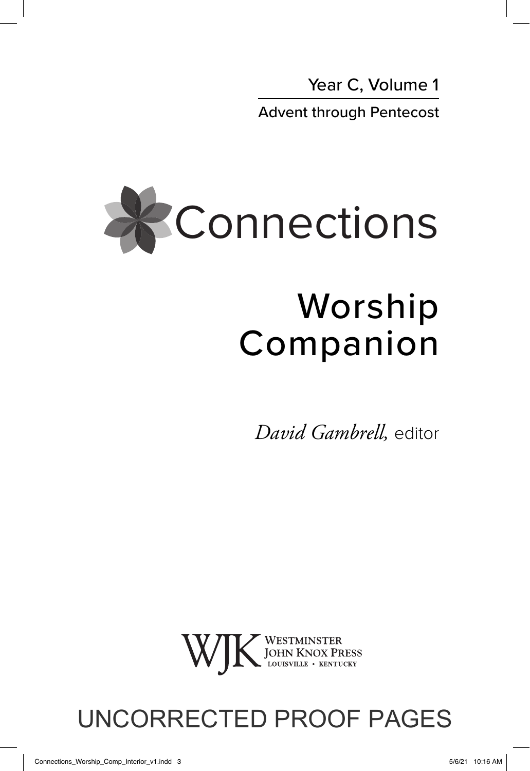Year C, Volume 1

Advent through Pentecost

# Connections

# Worship Companion

*David Gambrell,* editor

WJK WESTMINSTER JOHN KNOX PRESS LOUISVILLE • KENTUCKY

UNCORRECTED PROOF PAGES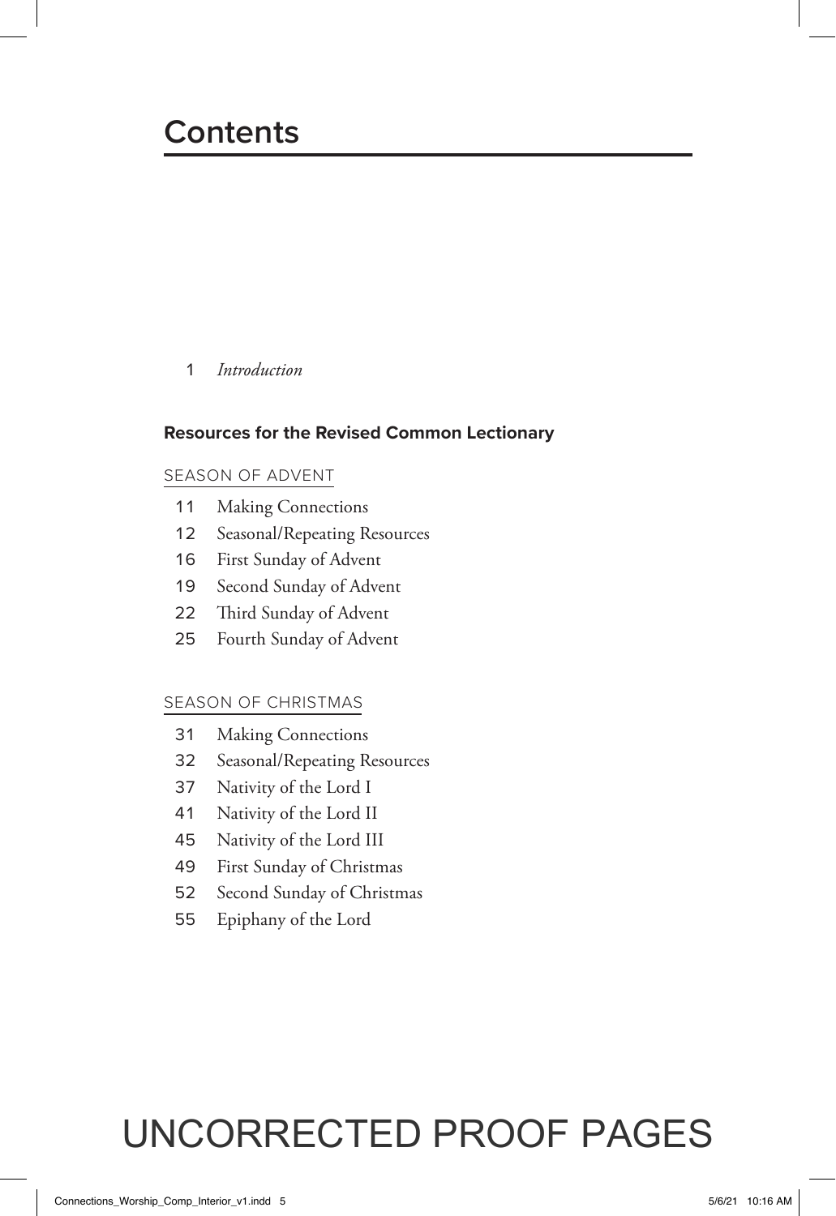# Contents

1 *Introduction*

**Resources for the Revised Common Lectionary**

SEASON OF ADVENT

11 Making Connections
12 Seasonal/Repeating Resources
16 First Sunday of Advent
19 Second Sunday of Advent
22 Third Sunday of Advent
25 Fourth Sunday of Advent

SEASON OF CHRISTMAS

31 Making Connections
32 Seasonal/Repeating Resources
37 Nativity of the Lord I
41 Nativity of the Lord II
45 Nativity of the Lord III
49 First Sunday of Christmas
52 Second Sunday of Christmas
55 Epiphany of the Lord

UNCORRECTED PROOF PAGES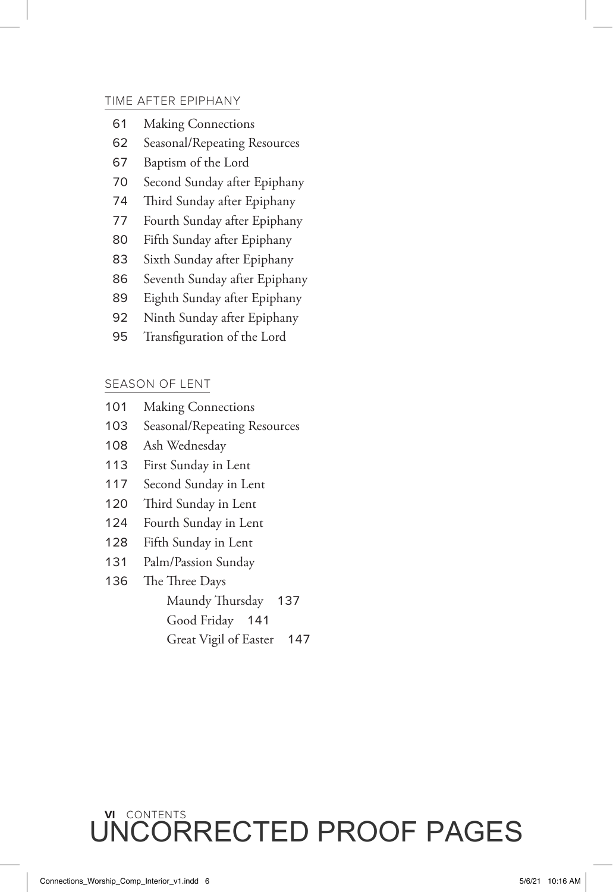## TIME AFTER EPIPHANY

61 Making Connections
62 Seasonal/Repeating Resources
67 Baptism of the Lord
70 Second Sunday after Epiphany
74 Third Sunday after Epiphany
77 Fourth Sunday after Epiphany
80 Fifth Sunday after Epiphany
83 Sixth Sunday after Epiphany
86 Seventh Sunday after Epiphany
89 Eighth Sunday after Epiphany
92 Ninth Sunday after Epiphany
95 Transfiguration of the Lord

## SEASON OF LENT

101 Making Connections
103 Seasonal/Repeating Resources
108 Ash Wednesday
113 First Sunday in Lent
117 Second Sunday in Lent
120 Third Sunday in Lent
124 Fourth Sunday in Lent
128 Fifth Sunday in Lent
131 Palm/Passion Sunday
136 The Three Days
- Maundy Thursday 137
- Good Friday 141
- Great Vigil of Easter 147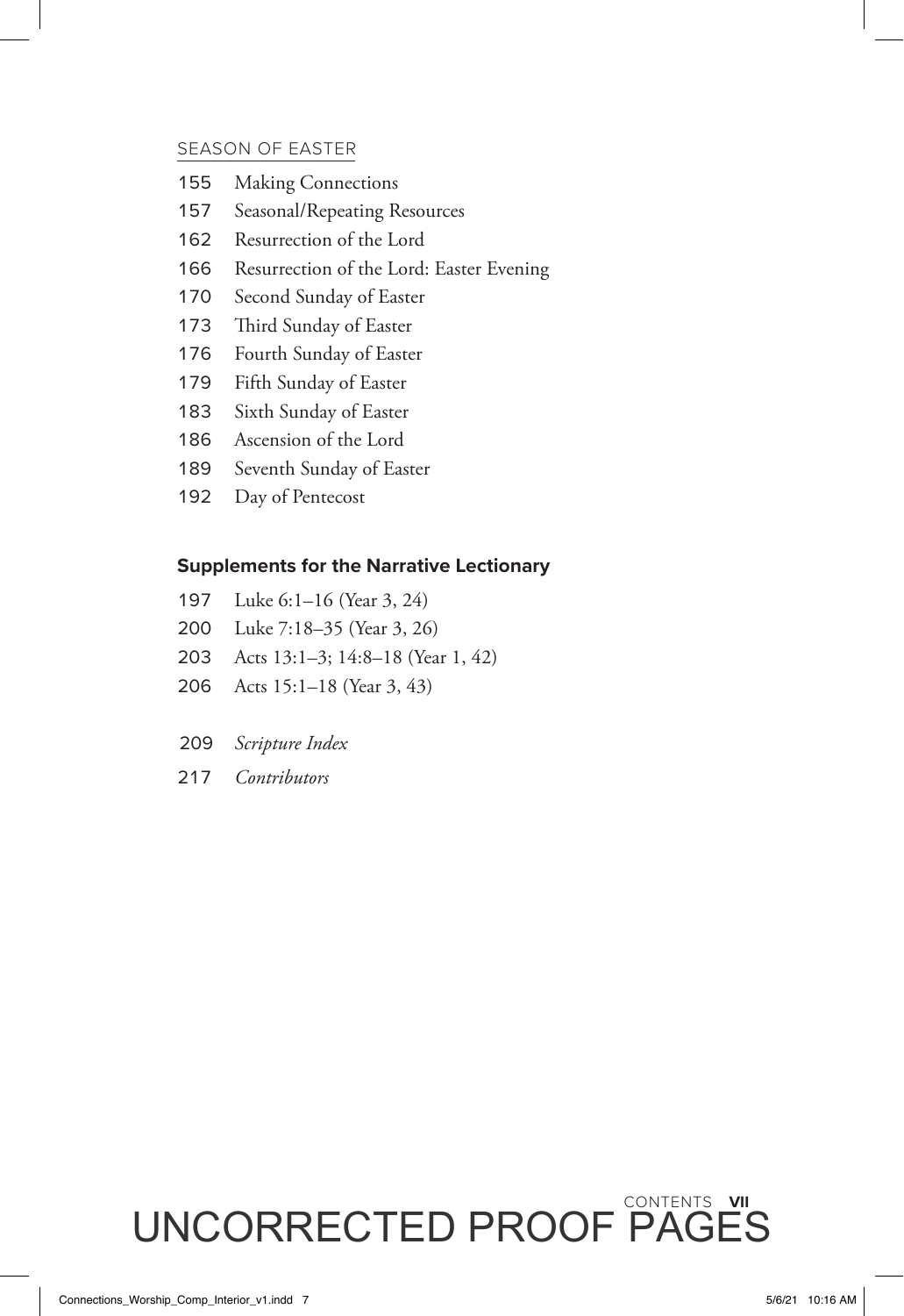## SEASON OF EASTER

155 Making Connections
157 Seasonal/Repeating Resources
162 Resurrection of the Lord
166 Resurrection of the Lord: Easter Evening
170 Second Sunday of Easter
173 Third Sunday of Easter
176 Fourth Sunday of Easter
179 Fifth Sunday of Easter
183 Sixth Sunday of Easter
186 Ascension of the Lord
189 Seventh Sunday of Easter
192 Day of Pentecost

### Supplements for the Narrative Lectionary

197 Luke 6:1–16 (Year 3, 24)
200 Luke 7:18–35 (Year 3, 26)
203 Acts 13:1–3; 14:8–18 (Year 1, 42)
206 Acts 15:1–18 (Year 3, 43)

209 *Scripture Index*
217 *Contributors*

UNCORRECTED PROOF PAGES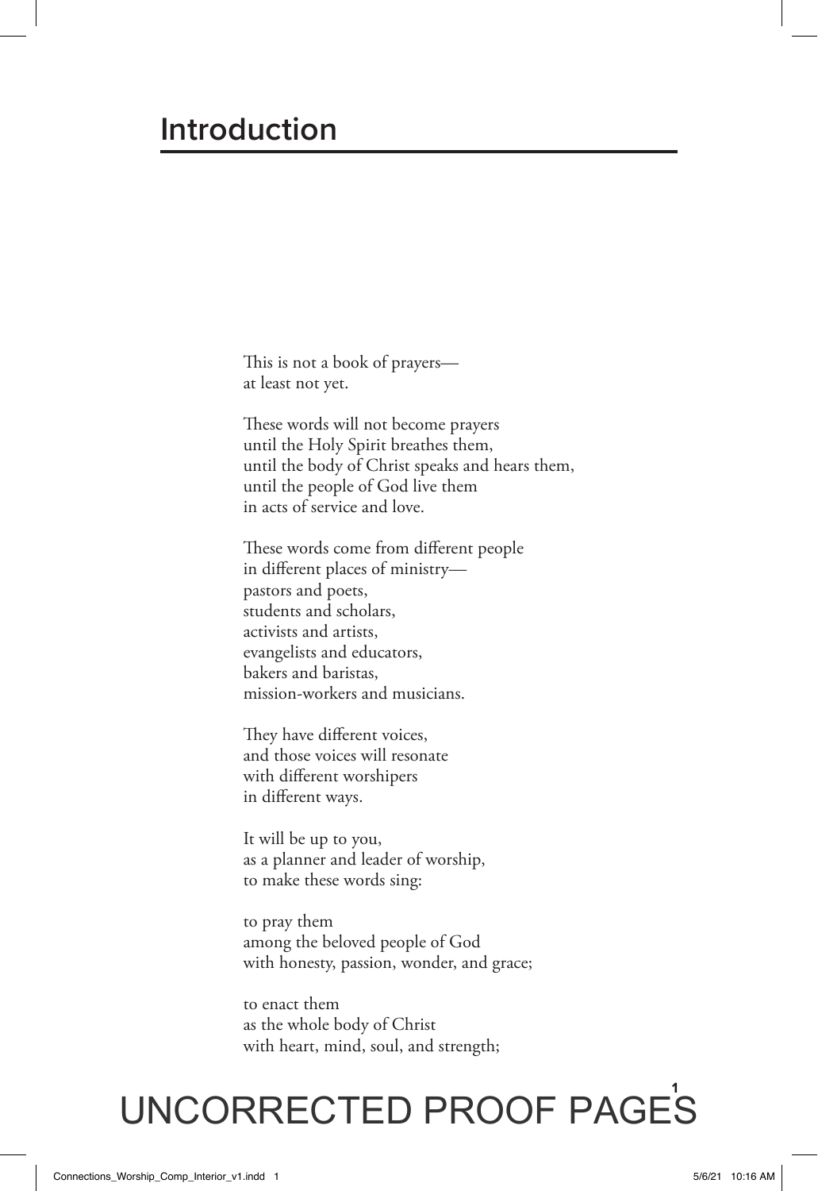# Introduction

This is not a book of prayers—
at least not yet.

These words will not become prayers
until the Holy Spirit breathes them,
until the body of Christ speaks and hears them,
until the people of God live them
in acts of service and love.

These words come from different people
in different places of ministry—
pastors and poets,
students and scholars,
activists and artists,
evangelists and educators,
bakers and baristas,
mission-workers and musicians.

They have different voices,
and those voices will resonate
with different worshipers
in different ways.

It will be up to you,
as a planner and leader of worship,
to make these words sing:

to pray them
among the beloved people of God
with honesty, passion, wonder, and grace;

to enact them
as the whole body of Christ
with heart, mind, soul, and strength;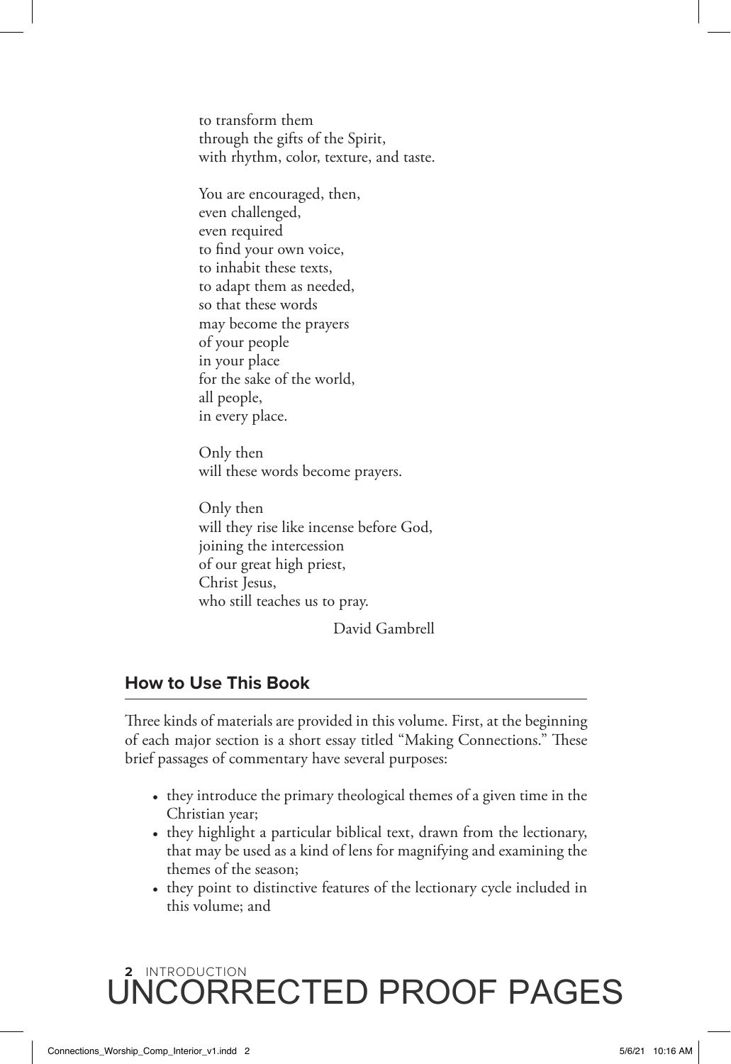to transform them  
through the gifts of the Spirit,  
with rhythm, color, texture, and taste.

You are encouraged, then,  
even challenged,  
even required  
to find your own voice,  
to inhabit these texts,  
to adapt them as needed,  
so that these words  
may become the prayers  
of your people  
in your place  
for the sake of the world,  
all people,  
in every place.

Only then  
will these words become prayers.

Only then  
will they rise like incense before God,  
joining the intercession  
of our great high priest,  
Christ Jesus,  
who still teaches us to pray.

David Gambrell

## How to Use This Book

Three kinds of materials are provided in this volume. First, at the beginning of each major section is a short essay titled "Making Connections." These brief passages of commentary have several purposes:

- they introduce the primary theological themes of a given time in the Christian year;
- they highlight a particular biblical text, drawn from the lectionary, that may be used as a kind of lens for magnifying and examining the themes of the season;
- they point to distinctive features of the lectionary cycle included in this volume; and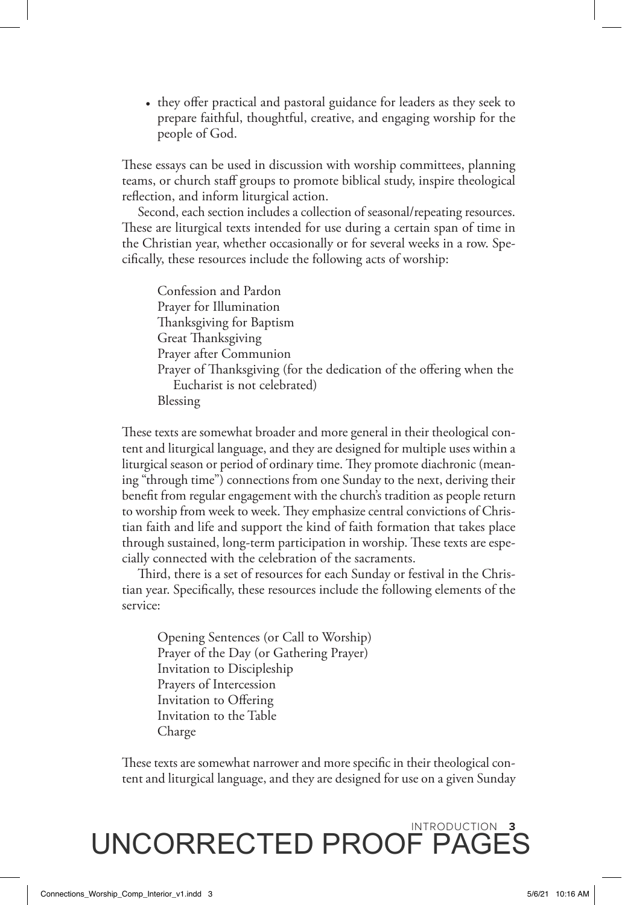- they offer practical and pastoral guidance for leaders as they seek to prepare faithful, thoughtful, creative, and engaging worship for the people of God.

These essays can be used in discussion with worship committees, planning teams, or church staff groups to promote biblical study, inspire theological reflection, and inform liturgical action.

Second, each section includes a collection of seasonal/repeating resources. These are liturgical texts intended for use during a certain span of time in the Christian year, whether occasionally or for several weeks in a row. Specifically, these resources include the following acts of worship:

Confession and Pardon
Prayer for Illumination
Thanksgiving for Baptism
Great Thanksgiving
Prayer after Communion
Prayer of Thanksgiving (for the dedication of the offering when the Eucharist is not celebrated)
Blessing

These texts are somewhat broader and more general in their theological content and liturgical language, and they are designed for multiple uses within a liturgical season or period of ordinary time. They promote diachronic (meaning "through time") connections from one Sunday to the next, deriving their benefit from regular engagement with the church's tradition as people return to worship from week to week. They emphasize central convictions of Christian faith and life and support the kind of faith formation that takes place through sustained, long-term participation in worship. These texts are especially connected with the celebration of the sacraments.

Third, there is a set of resources for each Sunday or festival in the Christian year. Specifically, these resources include the following elements of the service:

Opening Sentences (or Call to Worship)
Prayer of the Day (or Gathering Prayer)
Invitation to Discipleship
Prayers of Intercession
Invitation to Offering
Invitation to the Table
Charge

These texts are somewhat narrower and more specific in their theological content and liturgical language, and they are designed for use on a given Sunday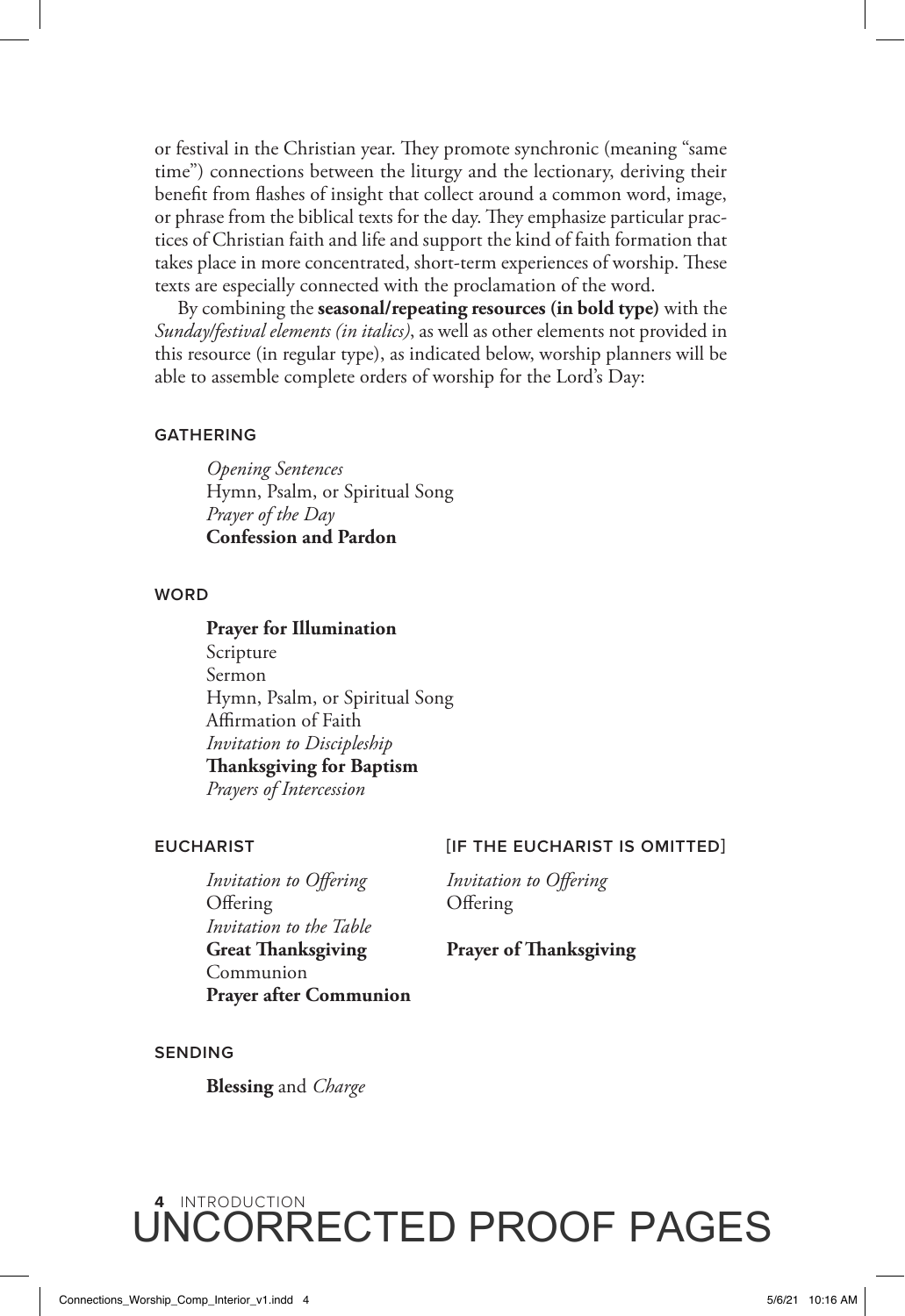or festival in the Christian year. They promote synchronic (meaning "same time") connections between the liturgy and the lectionary, deriving their benefit from flashes of insight that collect around a common word, image, or phrase from the biblical texts for the day. They emphasize particular practices of Christian faith and life and support the kind of faith formation that takes place in more concentrated, short-term experiences of worship. These texts are especially connected with the proclamation of the word.

By combining the **seasonal/repeating resources (in bold type)** with the *Sunday/festival elements (in italics)*, as well as other elements not provided in this resource (in regular type), as indicated below, worship planners will be able to assemble complete orders of worship for the Lord's Day:

#### GATHERING

*Opening Sentences*  
Hymn, Psalm, or Spiritual Song  
*Prayer of the Day*  
**Confession and Pardon**

#### WORD

**Prayer for Illumination**  
Scripture  
Sermon  
Hymn, Psalm, or Spiritual Song  
Affirmation of Faith  
*Invitation to Discipleship*  
**Thanksgiving for Baptism**  
*Prayers of Intercession*

#### EUCHARIST

*Invitation to Offering*  
Offering  
*Invitation to the Table*  
**Great Thanksgiving**  
Communion  
**Prayer after Communion**

#### [IF THE EUCHARIST IS OMITTED]

*Invitation to Offering*  
Offering  
**Prayer of Thanksgiving**

#### SENDING

**Blessing** and *Charge*

UNCORRECTED PROOF PAGES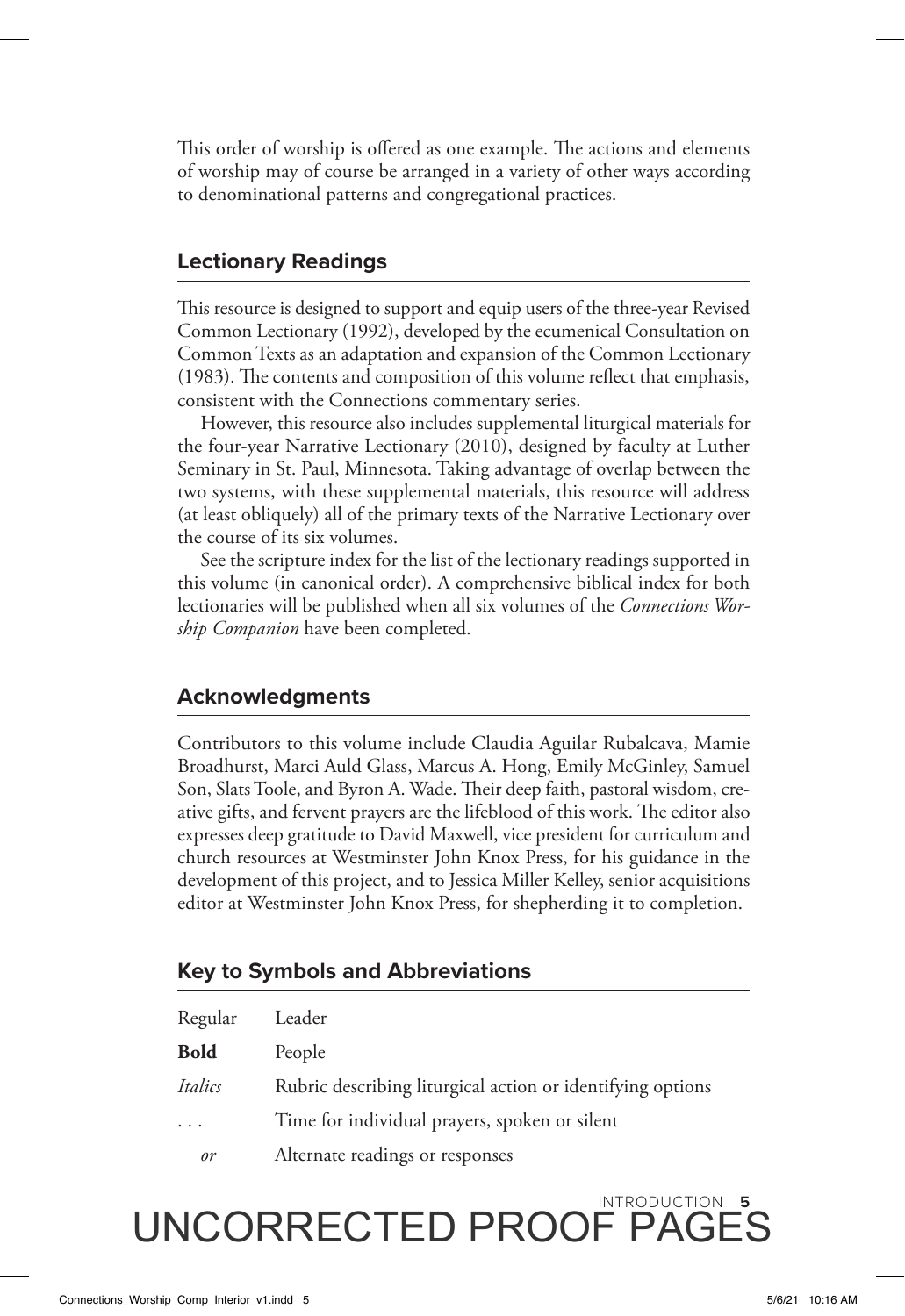This order of worship is offered as one example. The actions and elements of worship may of course be arranged in a variety of other ways according to denominational patterns and congregational practices.

## Lectionary Readings

This resource is designed to support and equip users of the three-year Revised Common Lectionary (1992), developed by the ecumenical Consultation on Common Texts as an adaptation and expansion of the Common Lectionary (1983). The contents and composition of this volume reflect that emphasis, consistent with the Connections commentary series.

However, this resource also includes supplemental liturgical materials for the four-year Narrative Lectionary (2010), designed by faculty at Luther Seminary in St. Paul, Minnesota. Taking advantage of overlap between the two systems, with these supplemental materials, this resource will address (at least obliquely) all of the primary texts of the Narrative Lectionary over the course of its six volumes.

See the scripture index for the list of the lectionary readings supported in this volume (in canonical order). A comprehensive biblical index for both lectionaries will be published when all six volumes of the *Connections Worship Companion* have been completed.

## Acknowledgments

Contributors to this volume include Claudia Aguilar Rubalcava, Mamie Broadhurst, Marci Auld Glass, Marcus A. Hong, Emily McGinley, Samuel Son, Slats Toole, and Byron A. Wade. Their deep faith, pastoral wisdom, creative gifts, and fervent prayers are the lifeblood of this work. The editor also expresses deep gratitude to David Maxwell, vice president for curriculum and church resources at Westminster John Knox Press, for his guidance in the development of this project, and to Jessica Miller Kelley, senior acquisitions editor at Westminster John Knox Press, for shepherding it to completion.

## Key to Symbols and Abbreviations

| | |
|---|---|
| Regular | Leader |
| **Bold** | **People** |
| *Italics* | *Rubric describing liturgical action or identifying options* |
| . . . | Time for individual prayers, spoken or silent |
| *or* | Alternate readings or responses |

UNCORRECTED PROOF PAGES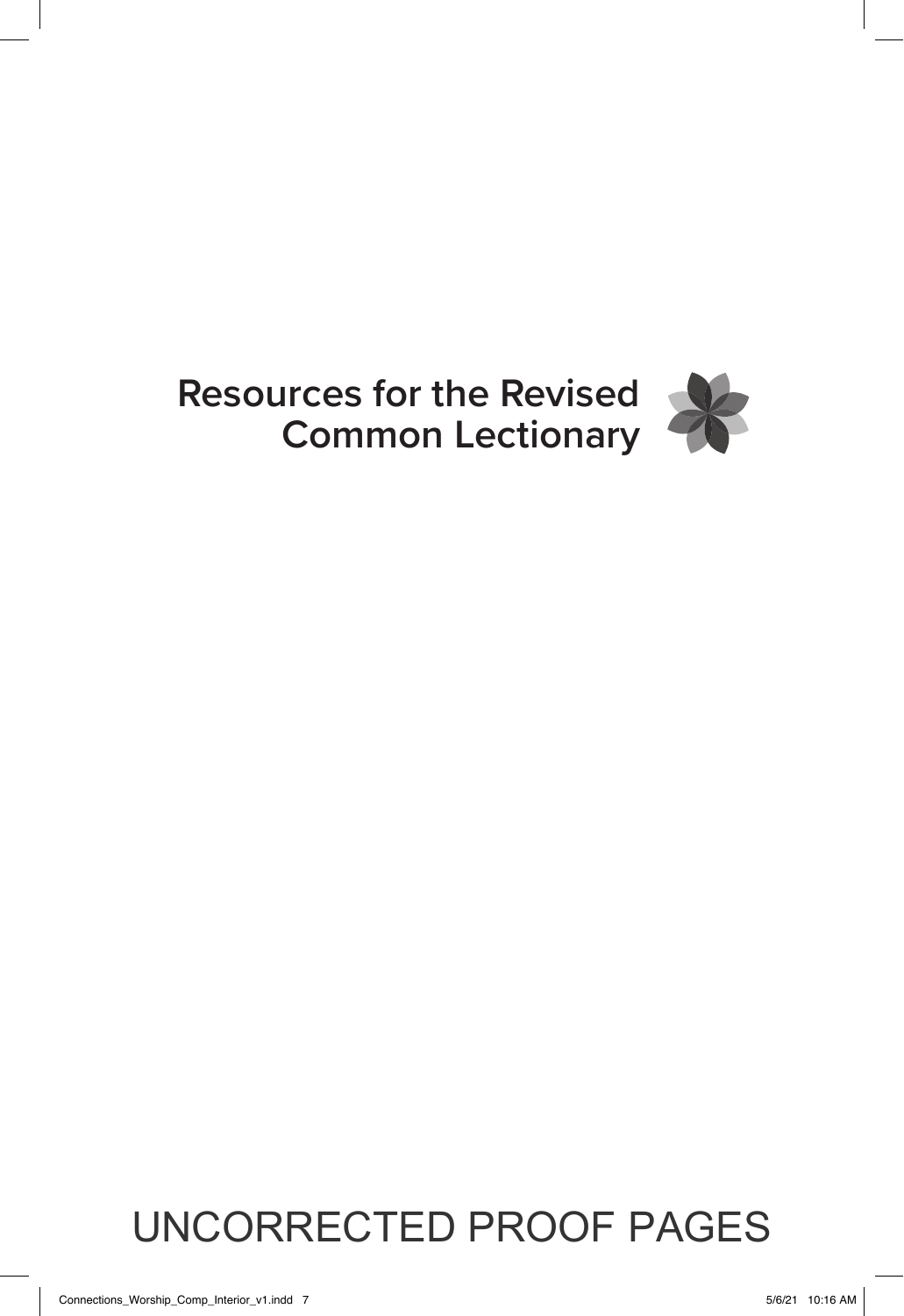# Resources for the Revised Common Lectionary

UNCORRECTED PROOF PAGES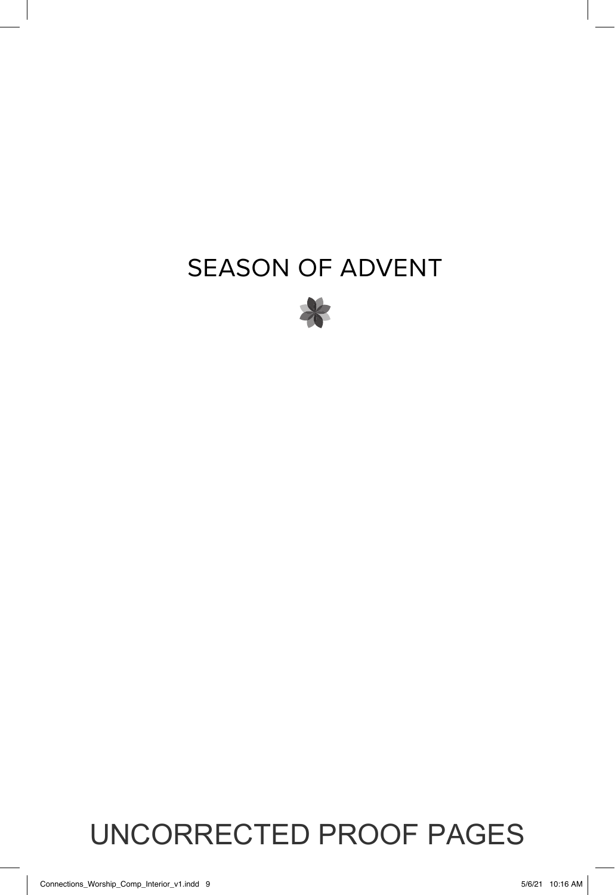# SEASON OF ADVENT

UNCORRECTED PROOF PAGES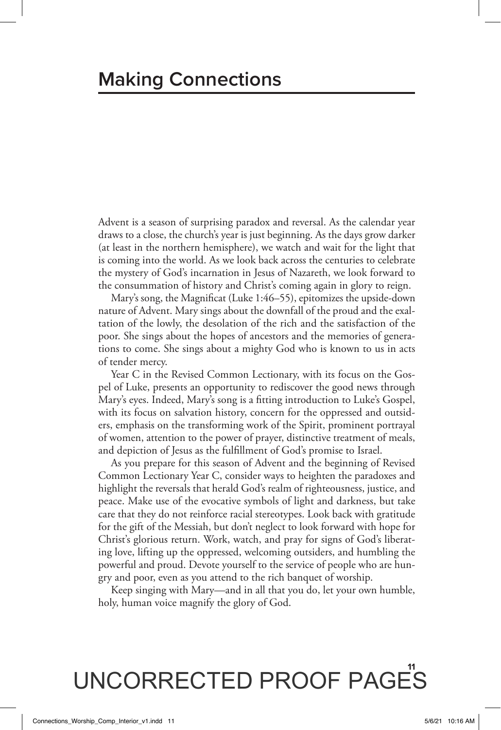## Making Connections

Advent is a season of surprising paradox and reversal. As the calendar year draws to a close, the church's year is just beginning. As the days grow darker (at least in the northern hemisphere), we watch and wait for the light that is coming into the world. As we look back across the centuries to celebrate the mystery of God's incarnation in Jesus of Nazareth, we look forward to the consummation of history and Christ's coming again in glory to reign.

Mary's song, the Magnificat (Luke 1:46–55), epitomizes the upside-down nature of Advent. Mary sings about the downfall of the proud and the exaltation of the lowly, the desolation of the rich and the satisfaction of the poor. She sings about the hopes of ancestors and the memories of generations to come. She sings about a mighty God who is known to us in acts of tender mercy.

Year C in the Revised Common Lectionary, with its focus on the Gospel of Luke, presents an opportunity to rediscover the good news through Mary's eyes. Indeed, Mary's song is a fitting introduction to Luke's Gospel, with its focus on salvation history, concern for the oppressed and outsiders, emphasis on the transforming work of the Spirit, prominent portrayal of women, attention to the power of prayer, distinctive treatment of meals, and depiction of Jesus as the fulfillment of God's promise to Israel.

As you prepare for this season of Advent and the beginning of Revised Common Lectionary Year C, consider ways to heighten the paradoxes and highlight the reversals that herald God's realm of righteousness, justice, and peace. Make use of the evocative symbols of light and darkness, but take care that they do not reinforce racial stereotypes. Look back with gratitude for the gift of the Messiah, but don't neglect to look forward with hope for Christ's glorious return. Work, watch, and pray for signs of God's liberating love, lifting up the oppressed, welcoming outsiders, and humbling the powerful and proud. Devote yourself to the service of people who are hungry and poor, even as you attend to the rich banquet of worship.

Keep singing with Mary—and in all that you do, let your own humble, holy, human voice magnify the glory of God.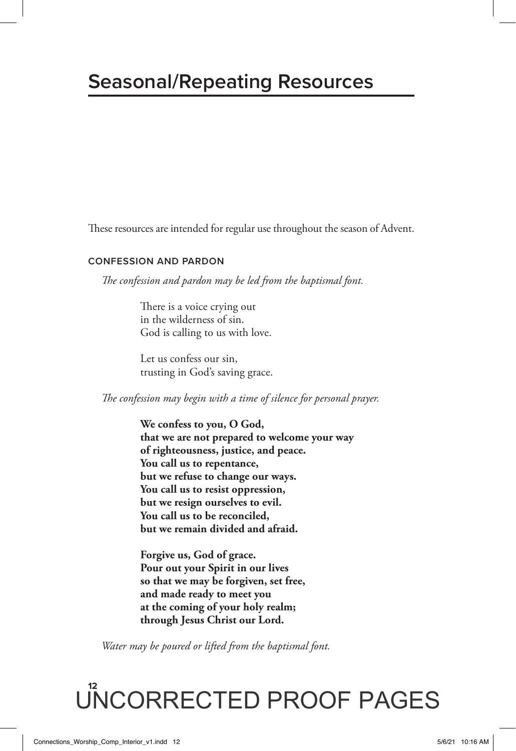# Seasonal/Repeating Resources

These resources are intended for regular use throughout the season of Advent.

### CONFESSION AND PARDON

*The confession and pardon may be led from the baptismal font.*

There is a voice crying out
in the wilderness of sin.
God is calling to us with love.

Let us confess our sin,
trusting in God's saving grace.

*The confession may begin with a time of silence for personal prayer.*

**We confess to you, O God,
that we are not prepared to welcome your way
of righteousness, justice, and peace.
You call us to repentance,
but we refuse to change our ways.
You call us to resist oppression,
but we resign ourselves to evil.
You call us to be reconciled,
but we remain divided and afraid.**

**Forgive us, God of grace.
Pour out your Spirit in our lives
so that we may be forgiven, set free,
and made ready to meet you
at the coming of your holy realm;
through Jesus Christ our Lord.**

*Water may be poured or lifted from the baptismal font.*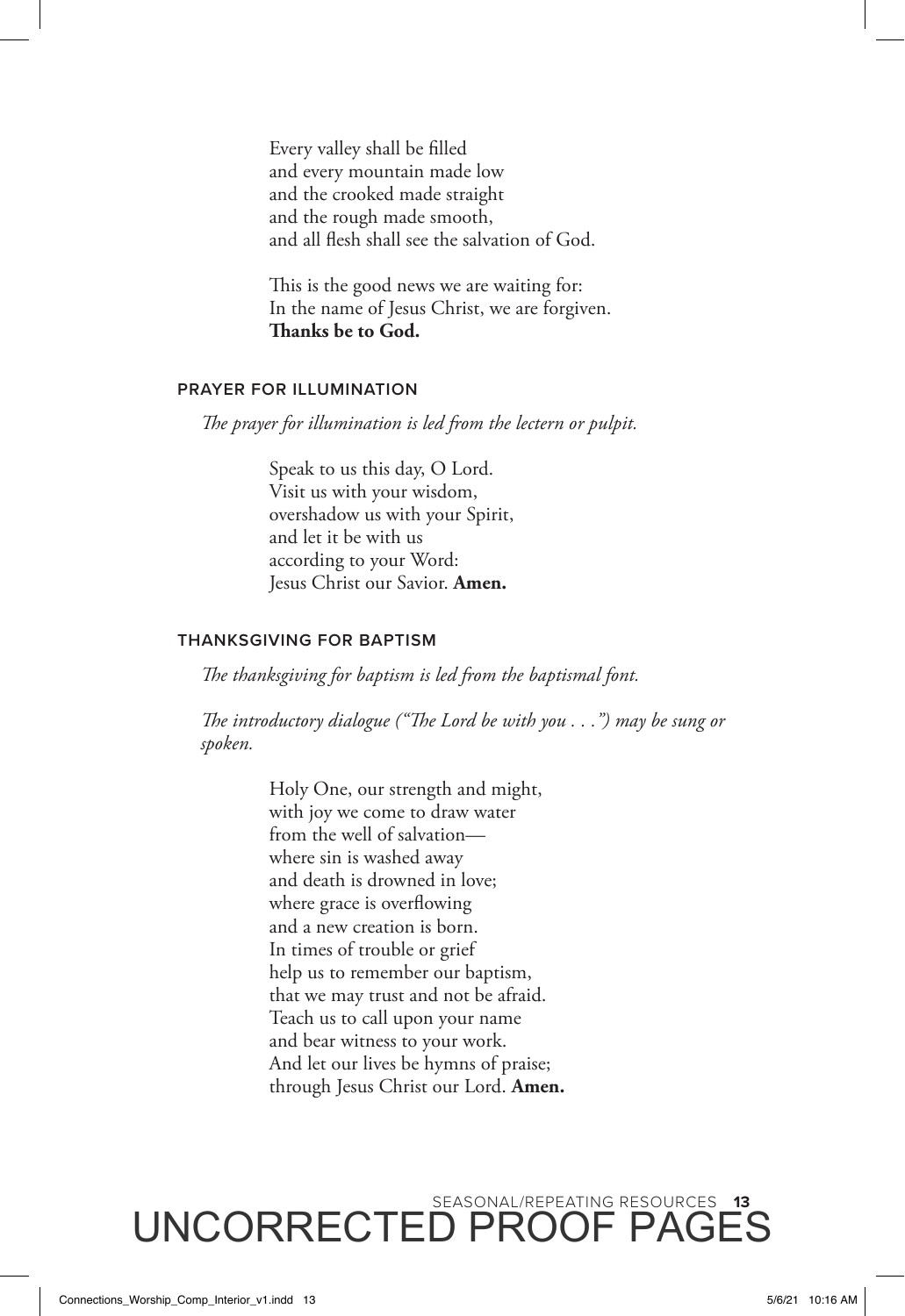Every valley shall be filled
and every mountain made low
and the crooked made straight
and the rough made smooth,
and all flesh shall see the salvation of God.

This is the good news we are waiting for:
In the name of Jesus Christ, we are forgiven.
**Thanks be to God.**

### PRAYER FOR ILLUMINATION

*The prayer for illumination is led from the lectern or pulpit.*

Speak to us this day, O Lord.
Visit us with your wisdom,
overshadow us with your Spirit,
and let it be with us
according to your Word:
Jesus Christ our Savior. **Amen.**

### THANKSGIVING FOR BAPTISM

*The thanksgiving for baptism is led from the baptismal font.*

*The introductory dialogue ("The Lord be with you . . .") may be sung or spoken.*

Holy One, our strength and might,
with joy we come to draw water
from the well of salvation—
where sin is washed away
and death is drowned in love;
where grace is overflowing
and a new creation is born.
In times of trouble or grief
help us to remember our baptism,
that we may trust and not be afraid.
Teach us to call upon your name
and bear witness to your work.
And let our lives be hymns of praise;
through Jesus Christ our Lord. **Amen.**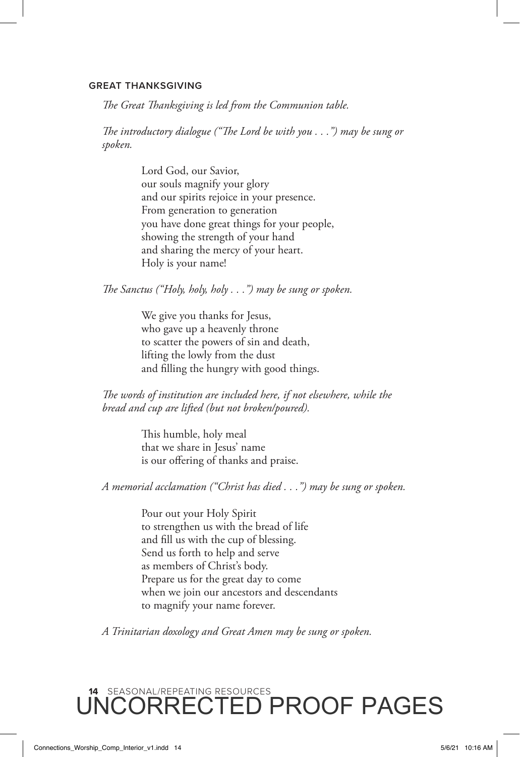## GREAT THANKSGIVING

*The Great Thanksgiving is led from the Communion table.*

*The introductory dialogue ("The Lord be with you . . .") may be sung or spoken.*

> Lord God, our Savior,
> our souls magnify your glory
> and our spirits rejoice in your presence.
> From generation to generation
> you have done great things for your people,
> showing the strength of your hand
> and sharing the mercy of your heart.
> Holy is your name!

*The Sanctus ("Holy, holy, holy . . .") may be sung or spoken.*

> We give you thanks for Jesus,
> who gave up a heavenly throne
> to scatter the powers of sin and death,
> lifting the lowly from the dust
> and filling the hungry with good things.

*The words of institution are included here, if not elsewhere, while the bread and cup are lifted (but not broken/poured).*

> This humble, holy meal
> that we share in Jesus' name
> is our offering of thanks and praise.

*A memorial acclamation ("Christ has died . . .") may be sung or spoken.*

> Pour out your Holy Spirit
> to strengthen us with the bread of life
> and fill us with the cup of blessing.
> Send us forth to help and serve
> as members of Christ's body.
> Prepare us for the great day to come
> when we join our ancestors and descendants
> to magnify your name forever.

*A Trinitarian doxology and Great Amen may be sung or spoken.*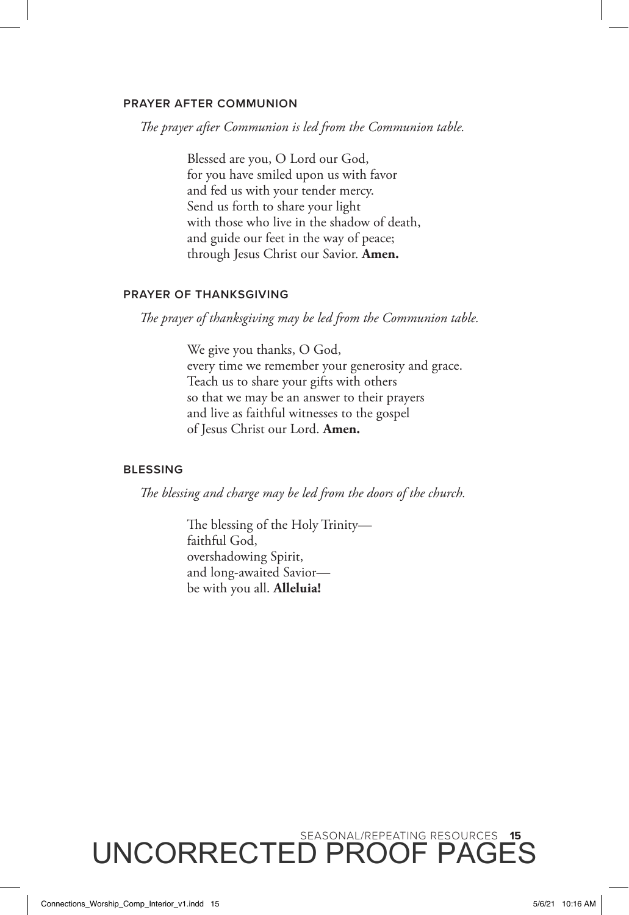### PRAYER AFTER COMMUNION

*The prayer after Communion is led from the Communion table.*

Blessed are you, O Lord our God,
for you have smiled upon us with favor
and fed us with your tender mercy.
Send us forth to share your light
with those who live in the shadow of death,
and guide our feet in the way of peace;
through Jesus Christ our Savior. **Amen.**

### PRAYER OF THANKSGIVING

*The prayer of thanksgiving may be led from the Communion table.*

We give you thanks, O God,
every time we remember your generosity and grace.
Teach us to share your gifts with others
so that we may be an answer to their prayers
and live as faithful witnesses to the gospel
of Jesus Christ our Lord. **Amen.**

### BLESSING

*The blessing and charge may be led from the doors of the church.*

The blessing of the Holy Trinity—
faithful God,
overshadowing Spirit,
and long-awaited Savior—
be with you all. **Alleluia!**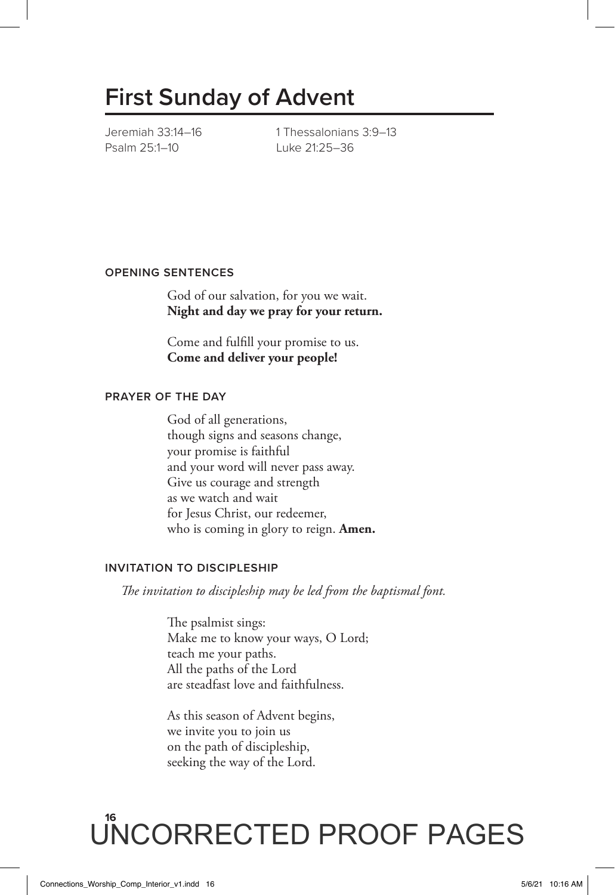# First Sunday of Advent

Jeremiah 33:14–16
Psalm 25:1–10
1 Thessalonians 3:9–13
Luke 21:25–36

### OPENING SENTENCES

God of our salvation, for you we wait.
**Night and day we pray for your return.**

Come and fulfill your promise to us.
**Come and deliver your people!**

### PRAYER OF THE DAY

God of all generations,
though signs and seasons change,
your promise is faithful
and your word will never pass away.
Give us courage and strength
as we watch and wait
for Jesus Christ, our redeemer,
who is coming in glory to reign. **Amen.**

### INVITATION TO DISCIPLESHIP

*The invitation to discipleship may be led from the baptismal font.*

The psalmist sings:
Make me to know your ways, O Lord;
teach me your paths.
All the paths of the Lord
are steadfast love and faithfulness.

As this season of Advent begins,
we invite you to join us
on the path of discipleship,
seeking the way of the Lord.

UNCORRECTED PROOF PAGES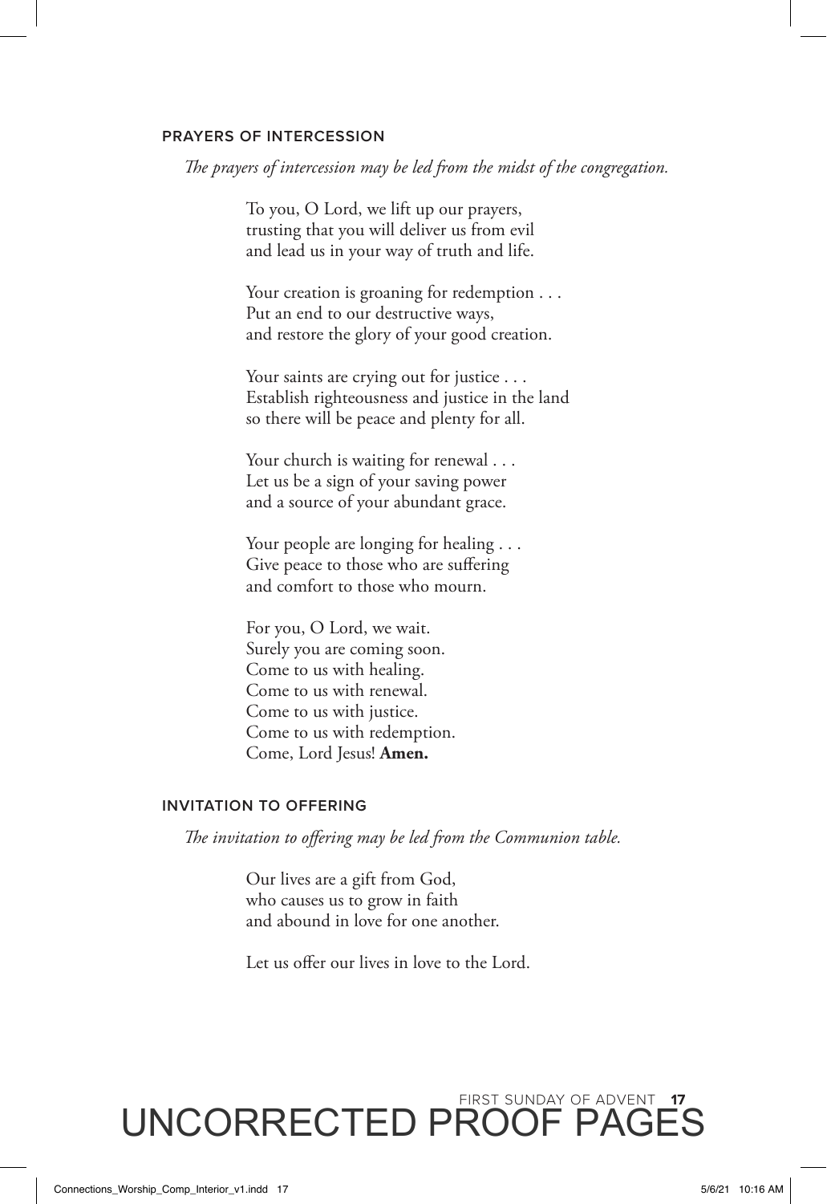## PRAYERS OF INTERCESSION

*The prayers of intercession may be led from the midst of the congregation.*

To you, O Lord, we lift up our prayers,
trusting that you will deliver us from evil
and lead us in your way of truth and life.

Your creation is groaning for redemption . . .
Put an end to our destructive ways,
and restore the glory of your good creation.

Your saints are crying out for justice . . .
Establish righteousness and justice in the land
so there will be peace and plenty for all.

Your church is waiting for renewal . . .
Let us be a sign of your saving power
and a source of your abundant grace.

Your people are longing for healing . . .
Give peace to those who are suffering
and comfort to those who mourn.

For you, O Lord, we wait.
Surely you are coming soon.
Come to us with healing.
Come to us with renewal.
Come to us with justice.
Come to us with redemption.
Come, Lord Jesus! **Amen.**

## INVITATION TO OFFERING

*The invitation to offering may be led from the Communion table.*

Our lives are a gift from God,
who causes us to grow in faith
and abound in love for one another.

Let us offer our lives in love to the Lord.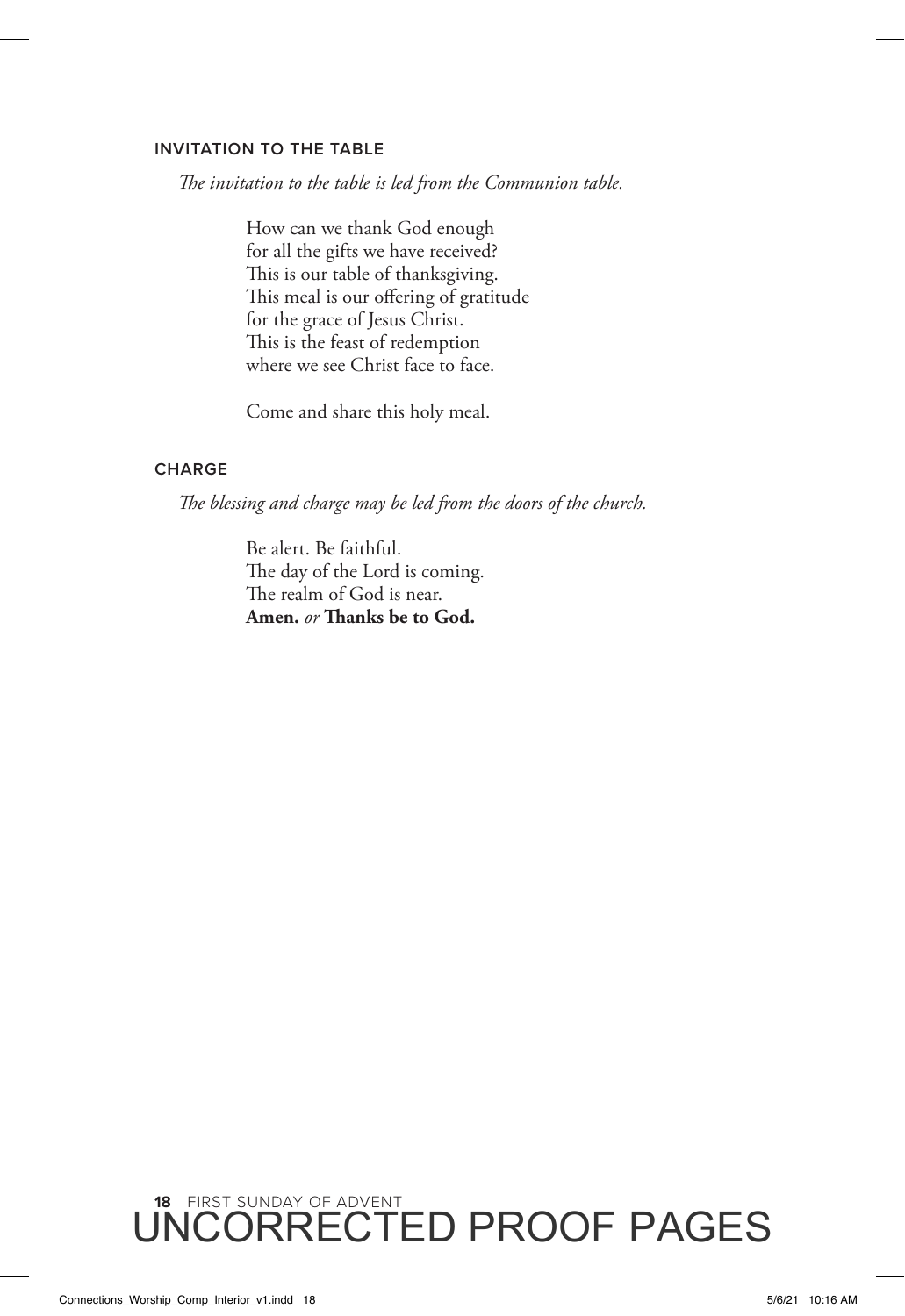## INVITATION TO THE TABLE

*The invitation to the table is led from the Communion table.*

How can we thank God enough
for all the gifts we have received?
This is our table of thanksgiving.
This meal is our offering of gratitude
for the grace of Jesus Christ.
This is the feast of redemption
where we see Christ face to face.

Come and share this holy meal.

## CHARGE

*The blessing and charge may be led from the doors of the church.*

Be alert. Be faithful.
The day of the Lord is coming.
The realm of God is near.
**Amen.** *or* **Thanks be to God.**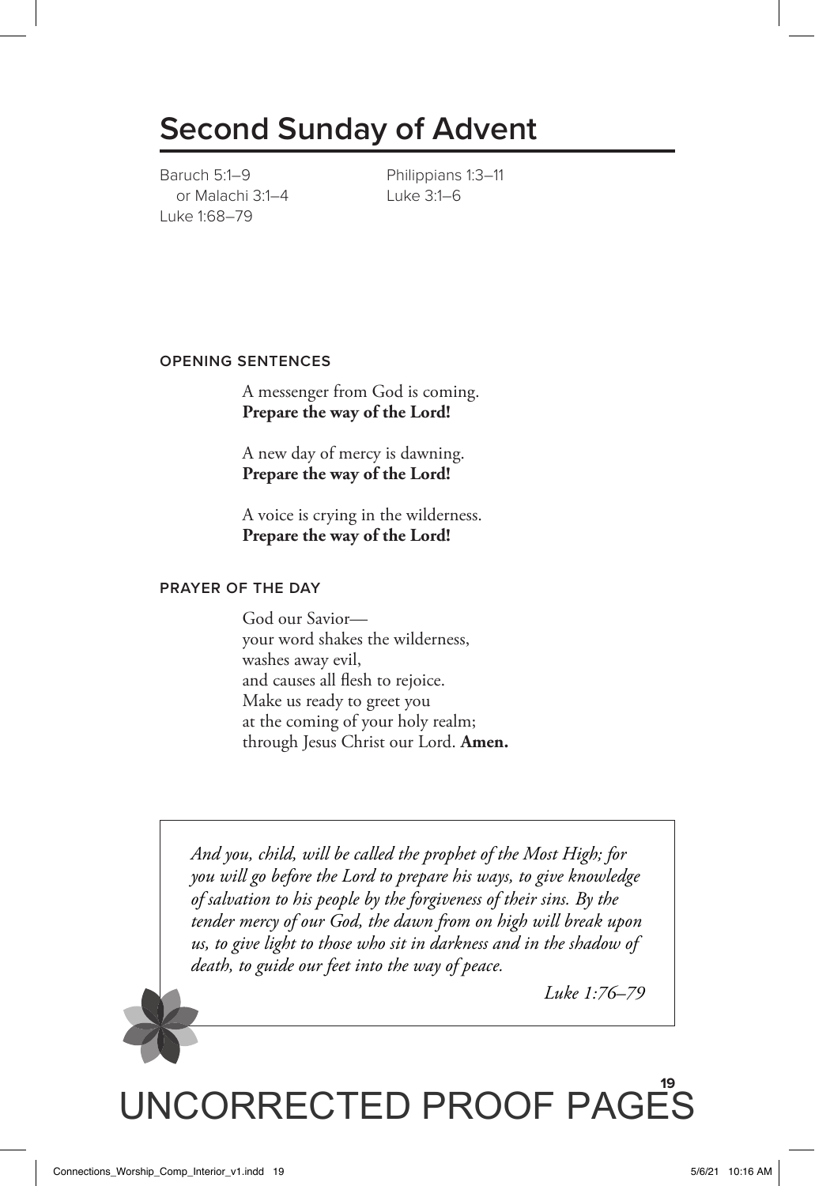# Second Sunday of Advent

Baruch 5:1–9
or Malachi 3:1–4
Luke 1:68–79

Philippians 1:3–11
Luke 3:1–6

### OPENING SENTENCES

A messenger from God is coming.
**Prepare the way of the Lord!**

A new day of mercy is dawning.
**Prepare the way of the Lord!**

A voice is crying in the wilderness.
**Prepare the way of the Lord!**

### PRAYER OF THE DAY

God our Savior—
your word shakes the wilderness,
washes away evil,
and causes all flesh to rejoice.
Make us ready to greet you
at the coming of your holy realm;
through Jesus Christ our Lord. **Amen.**

*And you, child, will be called the prophet of the Most High; for you will go before the Lord to prepare his ways, to give knowledge of salvation to his people by the forgiveness of their sins. By the tender mercy of our God, the dawn from on high will break upon us, to give light to those who sit in darkness and in the shadow of death, to guide our feet into the way of peace.*

*Luke 1:76–79*

UNCORRECTED PROOF PAGES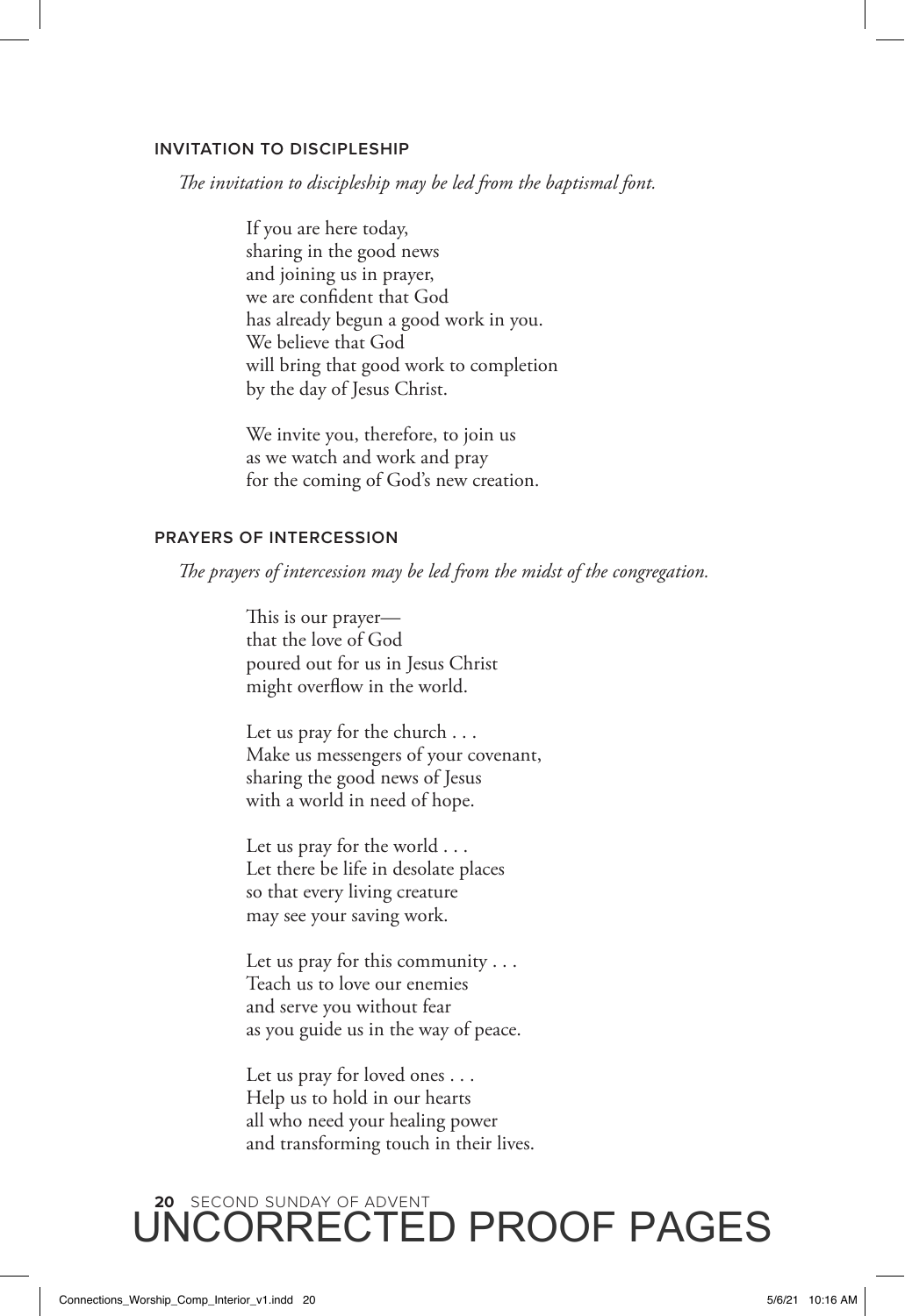### INVITATION TO DISCIPLESHIP

*The invitation to discipleship may be led from the baptismal font.*

If you are here today,
sharing in the good news
and joining us in prayer,
we are confident that God
has already begun a good work in you.
We believe that God
will bring that good work to completion
by the day of Jesus Christ.

We invite you, therefore, to join us
as we watch and work and pray
for the coming of God's new creation.

### PRAYERS OF INTERCESSION

*The prayers of intercession may be led from the midst of the congregation.*

This is our prayer—
that the love of God
poured out for us in Jesus Christ
might overflow in the world.

Let us pray for the church . . .
Make us messengers of your covenant,
sharing the good news of Jesus
with a world in need of hope.

Let us pray for the world . . .
Let there be life in desolate places
so that every living creature
may see your saving work.

Let us pray for this community . . .
Teach us to love our enemies
and serve you without fear
as you guide us in the way of peace.

Let us pray for loved ones . . .
Help us to hold in our hearts
all who need your healing power
and transforming touch in their lives.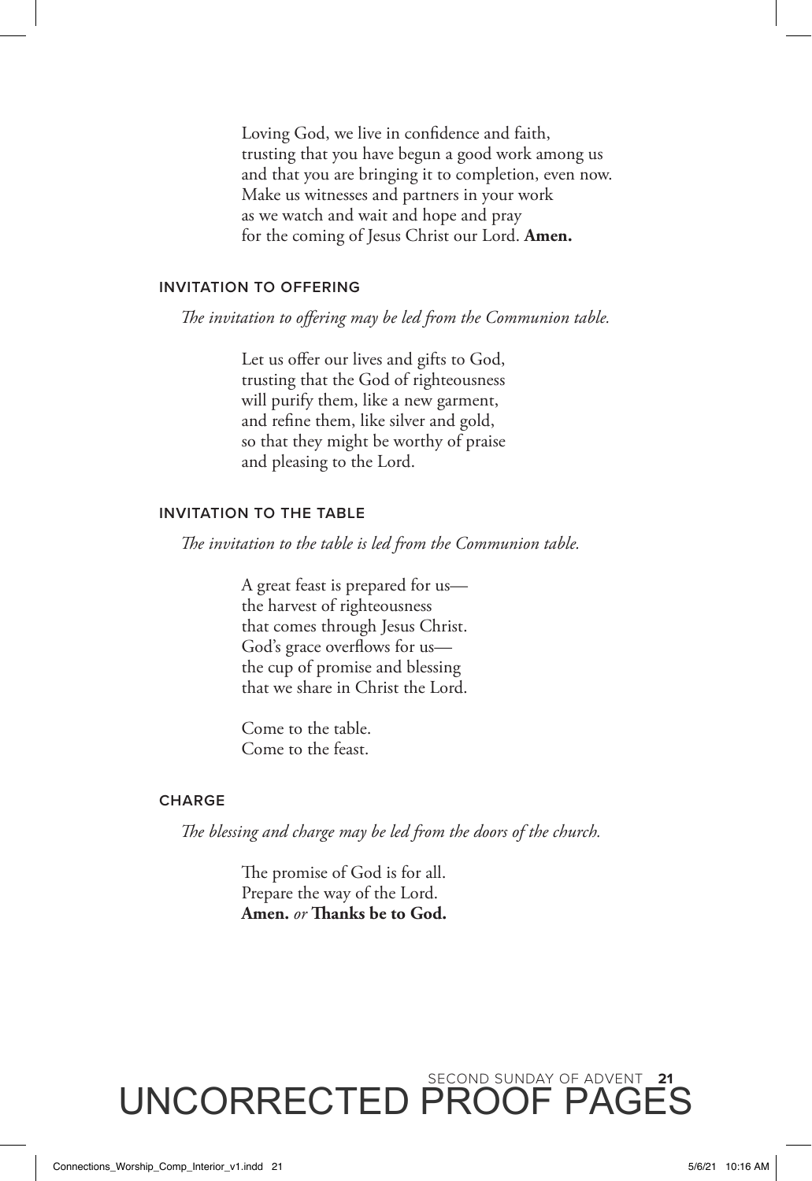Loving God, we live in confidence and faith,
trusting that you have begun a good work among us
and that you are bringing it to completion, even now.
Make us witnesses and partners in your work
as we watch and wait and hope and pray
for the coming of Jesus Christ our Lord. **Amen.**

### INVITATION TO OFFERING

*The invitation to offering may be led from the Communion table.*

Let us offer our lives and gifts to God,
trusting that the God of righteousness
will purify them, like a new garment,
and refine them, like silver and gold,
so that they might be worthy of praise
and pleasing to the Lord.

### INVITATION TO THE TABLE

*The invitation to the table is led from the Communion table.*

A great feast is prepared for us—
the harvest of righteousness
that comes through Jesus Christ.
God's grace overflows for us—
the cup of promise and blessing
that we share in Christ the Lord.

Come to the table.
Come to the feast.

### CHARGE

*The blessing and charge may be led from the doors of the church.*

The promise of God is for all.
Prepare the way of the Lord.
**Amen.** *or* **Thanks be to God.**